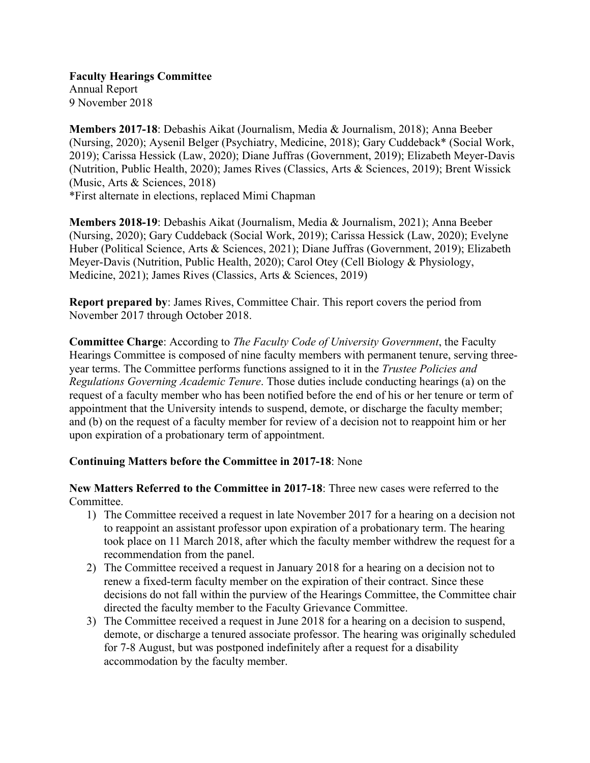**Faculty Hearings Committee**
Annual Report
9 November 2018

**Members 2017-18**: Debashis Aikat (Journalism, Media & Journalism, 2018); Anna Beeber (Nursing, 2020); Aysenil Belger (Psychiatry, Medicine, 2018); Gary Cuddeback* (Social Work, 2019); Carissa Hessick (Law, 2020); Diane Juffras (Government, 2019); Elizabeth Meyer-Davis (Nutrition, Public Health, 2020); James Rives (Classics, Arts & Sciences, 2019); Brent Wissick (Music, Arts & Sciences, 2018)
*First alternate in elections, replaced Mimi Chapman

**Members 2018-19**: Debashis Aikat (Journalism, Media & Journalism, 2021); Anna Beeber (Nursing, 2020); Gary Cuddeback (Social Work, 2019); Carissa Hessick (Law, 2020); Evelyne Huber (Political Science, Arts & Sciences, 2021); Diane Juffras (Government, 2019); Elizabeth Meyer-Davis (Nutrition, Public Health, 2020); Carol Otey (Cell Biology & Physiology, Medicine, 2021); James Rives (Classics, Arts & Sciences, 2019)

**Report prepared by**: James Rives, Committee Chair. This report covers the period from November 2017 through October 2018.

**Committee Charge**: According to *The Faculty Code of University Government*, the Faculty Hearings Committee is composed of nine faculty members with permanent tenure, serving three-year terms. The Committee performs functions assigned to it in the *Trustee Policies and Regulations Governing Academic Tenure*. Those duties include conducting hearings (a) on the request of a faculty member who has been notified before the end of his or her tenure or term of appointment that the University intends to suspend, demote, or discharge the faculty member; and (b) on the request of a faculty member for review of a decision not to reappoint him or her upon expiration of a probationary term of appointment.

**Continuing Matters before the Committee in 2017-18**: None

**New Matters Referred to the Committee in 2017-18**: Three new cases were referred to the Committee.

1) The Committee received a request in late November 2017 for a hearing on a decision not to reappoint an assistant professor upon expiration of a probationary term. The hearing took place on 11 March 2018, after which the faculty member withdrew the request for a recommendation from the panel.
2) The Committee received a request in January 2018 for a hearing on a decision not to renew a fixed-term faculty member on the expiration of their contract. Since these decisions do not fall within the purview of the Hearings Committee, the Committee chair directed the faculty member to the Faculty Grievance Committee.
3) The Committee received a request in June 2018 for a hearing on a decision to suspend, demote, or discharge a tenured associate professor. The hearing was originally scheduled for 7-8 August, but was postponed indefinitely after a request for a disability accommodation by the faculty member.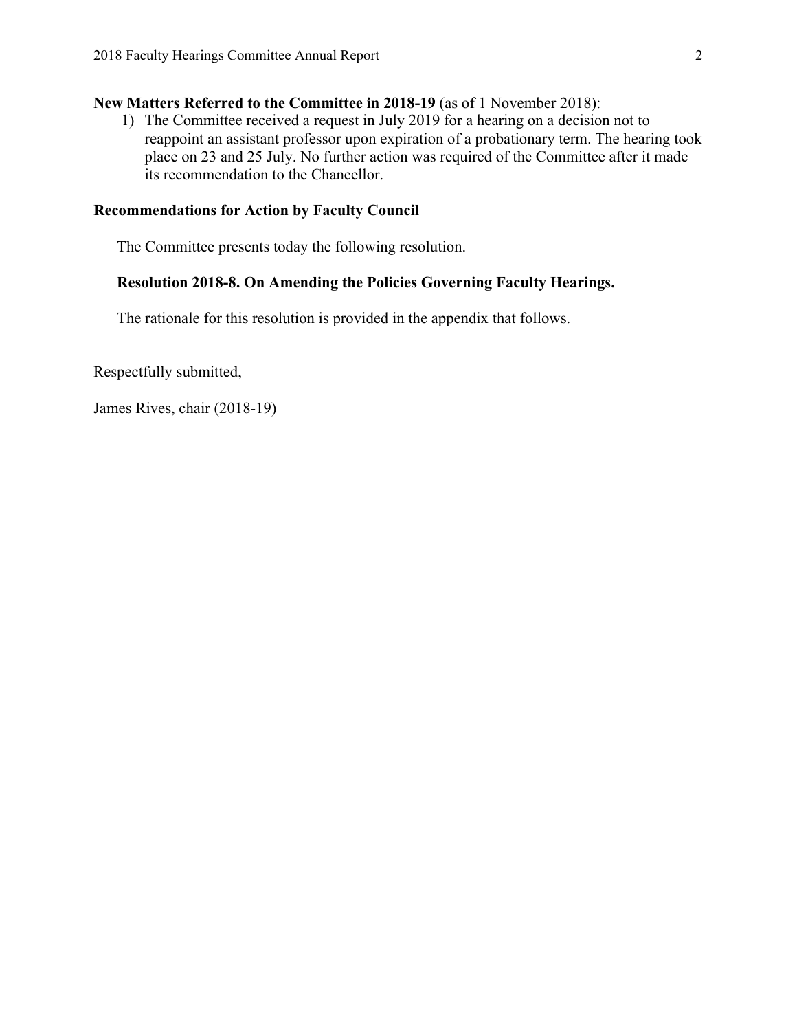**New Matters Referred to the Committee in 2018-19** (as of 1 November 2018):

1) The Committee received a request in July 2019 for a hearing on a decision not to reappoint an assistant professor upon expiration of a probationary term. The hearing took place on 23 and 25 July. No further action was required of the Committee after it made its recommendation to the Chancellor.

**Recommendations for Action by Faculty Council**

The Committee presents today the following resolution.

**Resolution 2018-8. On Amending the Policies Governing Faculty Hearings.**

The rationale for this resolution is provided in the appendix that follows.

Respectfully submitted,

James Rives, chair (2018-19)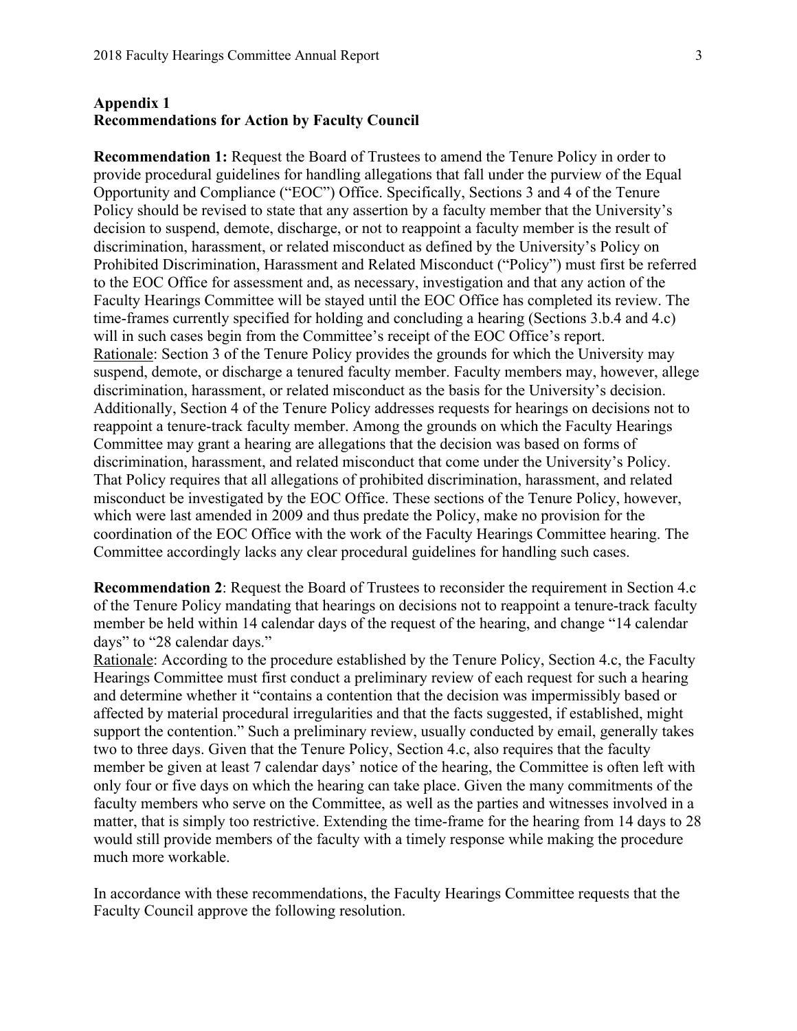## Appendix 1
## Recommendations for Action by Faculty Council

**Recommendation 1:** Request the Board of Trustees to amend the Tenure Policy in order to provide procedural guidelines for handling allegations that fall under the purview of the Equal Opportunity and Compliance ("EOC") Office. Specifically, Sections 3 and 4 of the Tenure Policy should be revised to state that any assertion by a faculty member that the University's decision to suspend, demote, discharge, or not to reappoint a faculty member is the result of discrimination, harassment, or related misconduct as defined by the University's Policy on Prohibited Discrimination, Harassment and Related Misconduct ("Policy") must first be referred to the EOC Office for assessment and, as necessary, investigation and that any action of the Faculty Hearings Committee will be stayed until the EOC Office has completed its review. The time-frames currently specified for holding and concluding a hearing (Sections 3.b.4 and 4.c) will in such cases begin from the Committee's receipt of the EOC Office's report.

Rationale: Section 3 of the Tenure Policy provides the grounds for which the University may suspend, demote, or discharge a tenured faculty member. Faculty members may, however, allege discrimination, harassment, or related misconduct as the basis for the University's decision. Additionally, Section 4 of the Tenure Policy addresses requests for hearings on decisions not to reappoint a tenure-track faculty member. Among the grounds on which the Faculty Hearings Committee may grant a hearing are allegations that the decision was based on forms of discrimination, harassment, and related misconduct that come under the University's Policy. That Policy requires that all allegations of prohibited discrimination, harassment, and related misconduct be investigated by the EOC Office. These sections of the Tenure Policy, however, which were last amended in 2009 and thus predate the Policy, make no provision for the coordination of the EOC Office with the work of the Faculty Hearings Committee hearing. The Committee accordingly lacks any clear procedural guidelines for handling such cases.

**Recommendation 2**: Request the Board of Trustees to reconsider the requirement in Section 4.c of the Tenure Policy mandating that hearings on decisions not to reappoint a tenure-track faculty member be held within 14 calendar days of the request of the hearing, and change "14 calendar days" to "28 calendar days."

Rationale: According to the procedure established by the Tenure Policy, Section 4.c, the Faculty Hearings Committee must first conduct a preliminary review of each request for such a hearing and determine whether it "contains a contention that the decision was impermissibly based or affected by material procedural irregularities and that the facts suggested, if established, might support the contention." Such a preliminary review, usually conducted by email, generally takes two to three days. Given that the Tenure Policy, Section 4.c, also requires that the faculty member be given at least 7 calendar days' notice of the hearing, the Committee is often left with only four or five days on which the hearing can take place. Given the many commitments of the faculty members who serve on the Committee, as well as the parties and witnesses involved in a matter, that is simply too restrictive. Extending the time-frame for the hearing from 14 days to 28 would still provide members of the faculty with a timely response while making the procedure much more workable.

In accordance with these recommendations, the Faculty Hearings Committee requests that the Faculty Council approve the following resolution.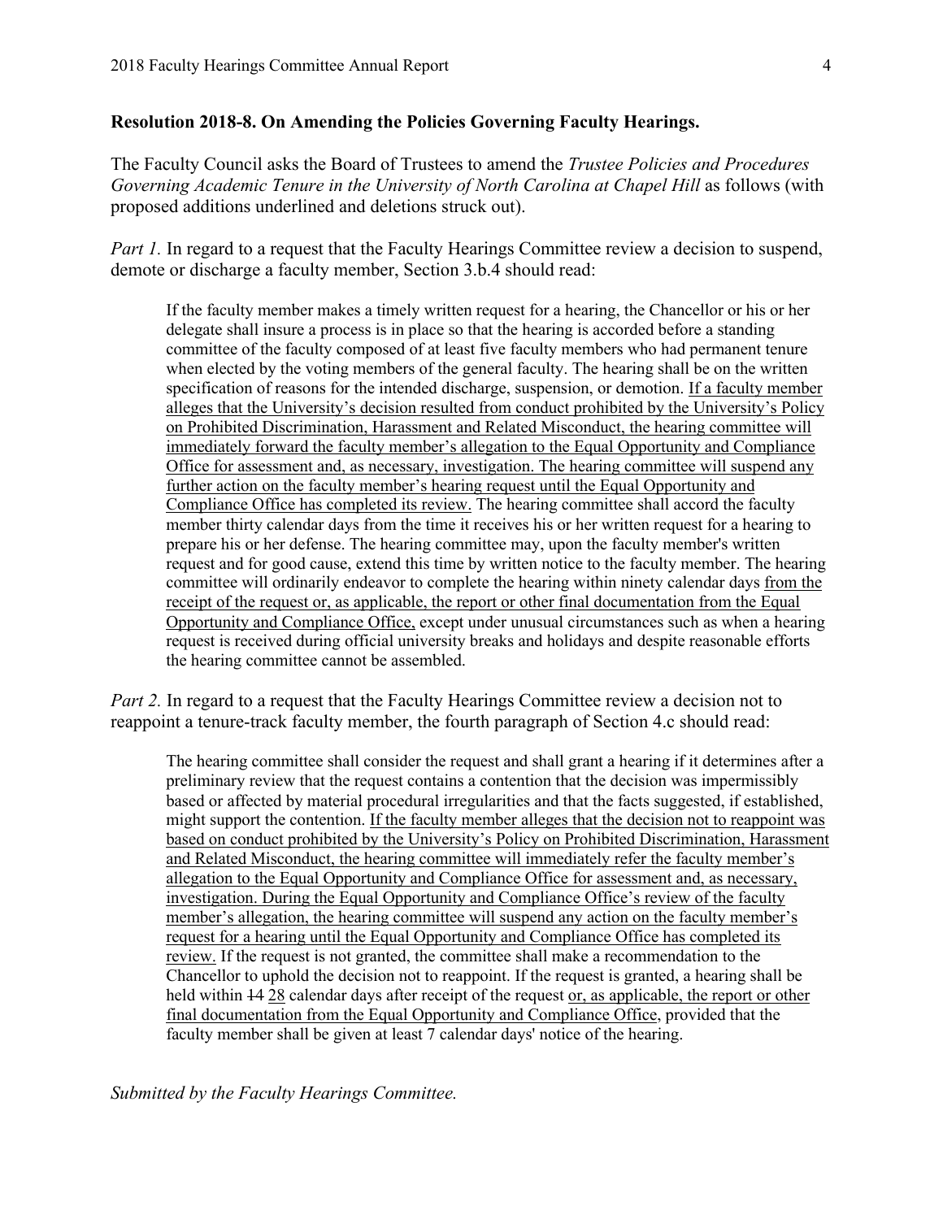**Resolution 2018-8. On Amending the Policies Governing Faculty Hearings.**

The Faculty Council asks the Board of Trustees to amend the *Trustee Policies and Procedures Governing Academic Tenure in the University of North Carolina at Chapel Hill* as follows (with proposed additions underlined and deletions struck out).

*Part 1.* In regard to a request that the Faculty Hearings Committee review a decision to suspend, demote or discharge a faculty member, Section 3.b.4 should read:

> If the faculty member makes a timely written request for a hearing, the Chancellor or his or her delegate shall insure a process is in place so that the hearing is accorded before a standing committee of the faculty composed of at least five faculty members who had permanent tenure when elected by the voting members of the general faculty. The hearing shall be on the written specification of reasons for the intended discharge, suspension, or demotion. <u>If a faculty member alleges that the University's decision resulted from conduct prohibited by the University's Policy on Prohibited Discrimination, Harassment and Related Misconduct, the hearing committee will immediately forward the faculty member's allegation to the Equal Opportunity and Compliance Office for assessment and, as necessary, investigation. The hearing committee will suspend any further action on the faculty member's hearing request until the Equal Opportunity and Compliance Office has completed its review.</u> The hearing committee shall accord the faculty member thirty calendar days from the time it receives his or her written request for a hearing to prepare his or her defense. The hearing committee may, upon the faculty member's written request and for good cause, extend this time by written notice to the faculty member. The hearing committee will ordinarily endeavor to complete the hearing within ninety calendar days <u>from the receipt of the request or, as applicable, the report or other final documentation from the Equal Opportunity and Compliance Office,</u> except under unusual circumstances such as when a hearing request is received during official university breaks and holidays and despite reasonable efforts the hearing committee cannot be assembled.

*Part 2.* In regard to a request that the Faculty Hearings Committee review a decision not to reappoint a tenure-track faculty member, the fourth paragraph of Section 4.c should read:

> The hearing committee shall consider the request and shall grant a hearing if it determines after a preliminary review that the request contains a contention that the decision was impermissibly based or affected by material procedural irregularities and that the facts suggested, if established, might support the contention. <u>If the faculty member alleges that the decision not to reappoint was based on conduct prohibited by the University's Policy on Prohibited Discrimination, Harassment and Related Misconduct, the hearing committee will immediately refer the faculty member's allegation to the Equal Opportunity and Compliance Office for assessment and, as necessary, investigation. During the Equal Opportunity and Compliance Office's review of the faculty member's allegation, the hearing committee will suspend any action on the faculty member's request for a hearing until the Equal Opportunity and Compliance Office has completed its review.</u> If the request is not granted, the committee shall make a recommendation to the Chancellor to uphold the decision not to reappoint. If the request is granted, a hearing shall be held within ~~14~~ <u>28</u> calendar days after receipt of the request <u>or, as applicable, the report or other final documentation from the Equal Opportunity and Compliance Office</u>, provided that the faculty member shall be given at least 7 calendar days' notice of the hearing.

*Submitted by the Faculty Hearings Committee.*